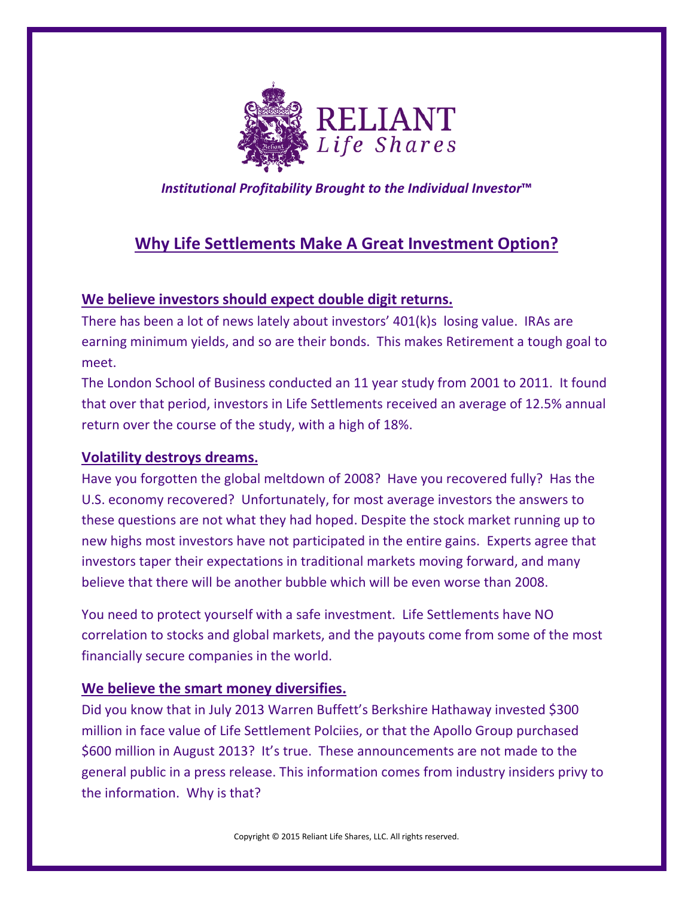# RELIANT
*Life Shares*

***Institutional Profitability Brought to the Individual Investor™***

## Why Life Settlements Make A Great Investment Option?

### We believe investors should expect double digit returns.

There has been a lot of news lately about investors' 401(k)s losing value. IRAs are earning minimum yields, and so are their bonds. This makes Retirement a tough goal to meet.

The London School of Business conducted an 11 year study from 2001 to 2011. It found that over that period, investors in Life Settlements received an average of 12.5% annual return over the course of the study, with a high of 18%.

### Volatility destroys dreams.

Have you forgotten the global meltdown of 2008? Have you recovered fully? Has the U.S. economy recovered? Unfortunately, for most average investors the answers to these questions are not what they had hoped. Despite the stock market running up to new highs most investors have not participated in the entire gains. Experts agree that investors taper their expectations in traditional markets moving forward, and many believe that there will be another bubble which will be even worse than 2008.

You need to protect yourself with a safe investment. Life Settlements have NO correlation to stocks and global markets, and the payouts come from some of the most financially secure companies in the world.

### We believe the smart money diversifies.

Did you know that in July 2013 Warren Buffett's Berkshire Hathaway invested $300 million in face value of Life Settlement Polciies, or that the Apollo Group purchased $600 million in August 2013? It's true. These announcements are not made to the general public in a press release. This information comes from industry insiders privy to the information. Why is that?

Copyright © 2015 Reliant Life Shares, LLC. All rights reserved.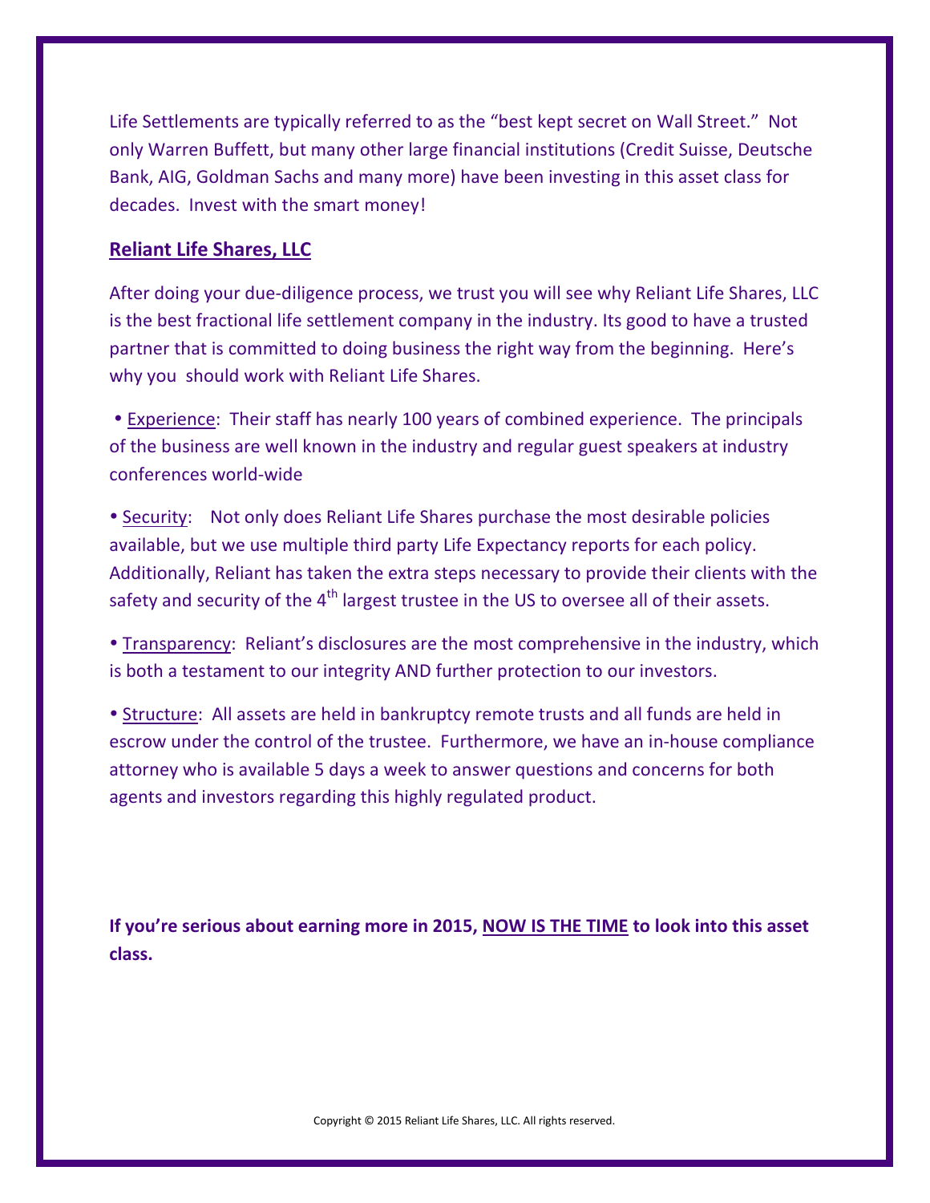Life Settlements are typically referred to as the "best kept secret on Wall Street." Not only Warren Buffett, but many other large financial institutions (Credit Suisse, Deutsche Bank, AIG, Goldman Sachs and many more) have been investing in this asset class for decades. Invest with the smart money!

## Reliant Life Shares, LLC

After doing your due-diligence process, we trust you will see why Reliant Life Shares, LLC is the best fractional life settlement company in the industry. Its good to have a trusted partner that is committed to doing business the right way from the beginning. Here's why you should work with Reliant Life Shares.

- Experience: Their staff has nearly 100 years of combined experience. The principals of the business are well known in the industry and regular guest speakers at industry conferences world-wide

- Security: Not only does Reliant Life Shares purchase the most desirable policies available, but we use multiple third party Life Expectancy reports for each policy. Additionally, Reliant has taken the extra steps necessary to provide their clients with the safety and security of the 4th largest trustee in the US to oversee all of their assets.

- Transparency: Reliant's disclosures are the most comprehensive in the industry, which is both a testament to our integrity AND further protection to our investors.

- Structure: All assets are held in bankruptcy remote trusts and all funds are held in escrow under the control of the trustee. Furthermore, we have an in-house compliance attorney who is available 5 days a week to answer questions and concerns for both agents and investors regarding this highly regulated product.

**If you're serious about earning more in 2015, NOW IS THE TIME to look into this asset class.**

Copyright © 2015 Reliant Life Shares, LLC. All rights reserved.